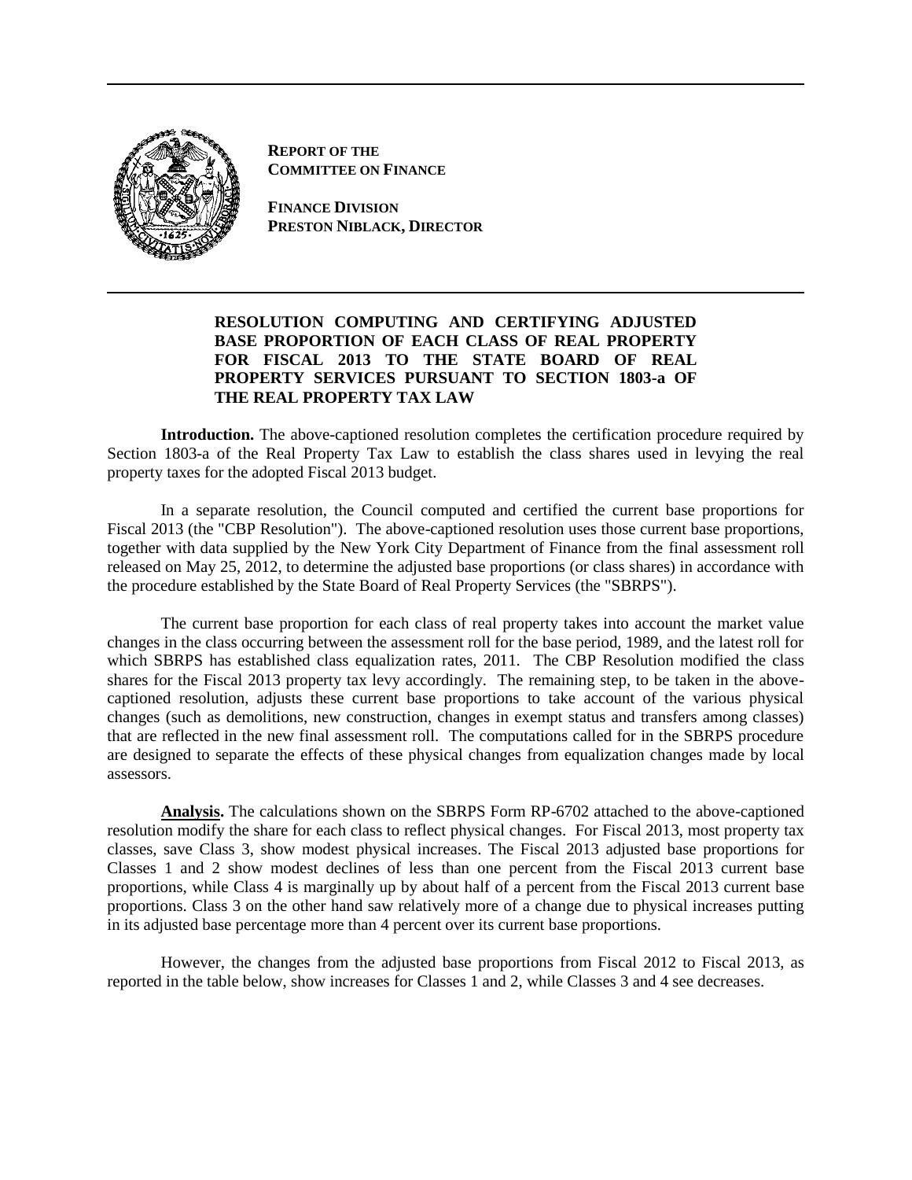**REPORT OF THE COMMITTEE ON FINANCE**

**FINANCE DIVISION**
**PRESTON NIBLACK, DIRECTOR**

---

**RESOLUTION COMPUTING AND CERTIFYING ADJUSTED BASE PROPORTION OF EACH CLASS OF REAL PROPERTY FOR FISCAL 2013 TO THE STATE BOARD OF REAL PROPERTY SERVICES PURSUANT TO SECTION 1803-a OF THE REAL PROPERTY TAX LAW**

**Introduction.** The above-captioned resolution completes the certification procedure required by Section 1803-a of the Real Property Tax Law to establish the class shares used in levying the real property taxes for the adopted Fiscal 2013 budget.

In a separate resolution, the Council computed and certified the current base proportions for Fiscal 2013 (the "CBP Resolution"). The above-captioned resolution uses those current base proportions, together with data supplied by the New York City Department of Finance from the final assessment roll released on May 25, 2012, to determine the adjusted base proportions (or class shares) in accordance with the procedure established by the State Board of Real Property Services (the "SBRPS").

The current base proportion for each class of real property takes into account the market value changes in the class occurring between the assessment roll for the base period, 1989, and the latest roll for which SBRPS has established class equalization rates, 2011. The CBP Resolution modified the class shares for the Fiscal 2013 property tax levy accordingly. The remaining step, to be taken in the above-captioned resolution, adjusts these current base proportions to take account of the various physical changes (such as demolitions, new construction, changes in exempt status and transfers among classes) that are reflected in the new final assessment roll. The computations called for in the SBRPS procedure are designed to separate the effects of these physical changes from equalization changes made by local assessors.

**Analysis.** The calculations shown on the SBRPS Form RP-6702 attached to the above-captioned resolution modify the share for each class to reflect physical changes. For Fiscal 2013, most property tax classes, save Class 3, show modest physical increases. The Fiscal 2013 adjusted base proportions for Classes 1 and 2 show modest declines of less than one percent from the Fiscal 2013 current base proportions, while Class 4 is marginally up by about half of a percent from the Fiscal 2013 current base proportions. Class 3 on the other hand saw relatively more of a change due to physical increases putting in its adjusted base percentage more than 4 percent over its current base proportions.

However, the changes from the adjusted base proportions from Fiscal 2012 to Fiscal 2013, as reported in the table below, show increases for Classes 1 and 2, while Classes 3 and 4 see decreases.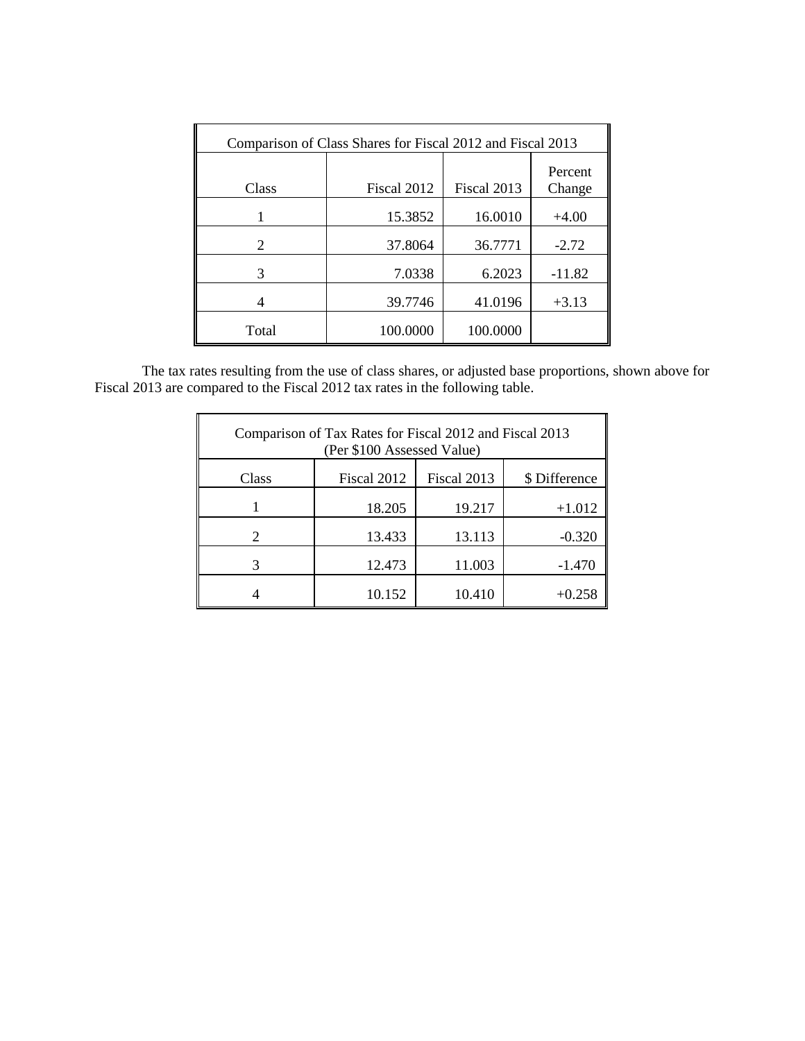| Comparison of Class Shares for Fiscal 2012 and Fiscal 2013 | | | |
|---|---|---|---|
| Class | Fiscal 2012 | Fiscal 2013 | Percent Change |
| 1 | 15.3852 | 16.0010 | +4.00 |
| 2 | 37.8064 | 36.7771 | -2.72 |
| 3 | 7.0338 | 6.2023 | -11.82 |
| 4 | 39.7746 | 41.0196 | +3.13 |
| Total | 100.0000 | 100.0000 | |

The tax rates resulting from the use of class shares, or adjusted base proportions, shown above for Fiscal 2013 are compared to the Fiscal 2012 tax rates in the following table.

| Comparison of Tax Rates for Fiscal 2012 and Fiscal 2013 (Per $100 Assessed Value) | | | |
|---|---|---|---|
| Class | Fiscal 2012 | Fiscal 2013 | $ Difference |
| 1 | 18.205 | 19.217 | +1.012 |
| 2 | 13.433 | 13.113 | -0.320 |
| 3 | 12.473 | 11.003 | -1.470 |
| 4 | 10.152 | 10.410 | +0.258 |